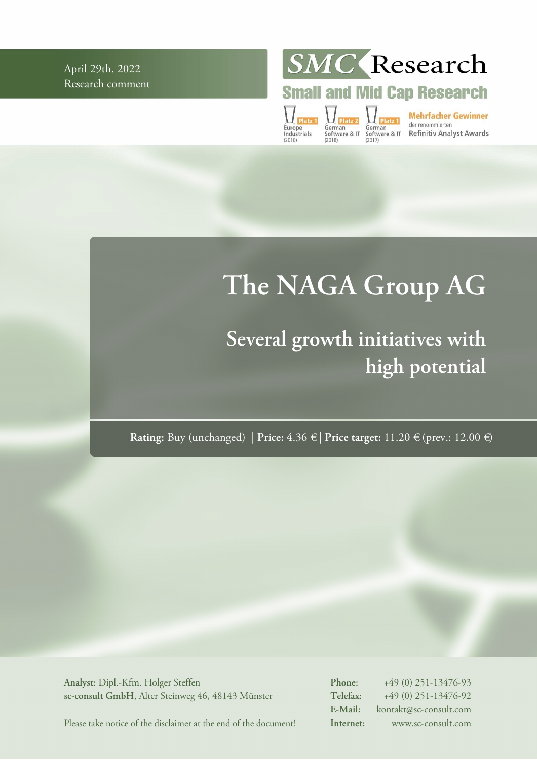April 29th, 2022
Research comment

SMC Research
Small and Mid Cap Research

Platz 1 Europe Industrials (2018) | Platz 2 German Software & IT (2018) | Platz 1 German Software & IT (2017)
Mehrfacher Gewinner der renommierten Refinitiv Analyst Awards

# The NAGA Group AG

## Several growth initiatives with high potential

**Rating:** Buy (unchanged) | **Price:** 4.36 € | **Price target:** 11.20 € (prev.: 12.00 €)

**Analyst:** Dipl.-Kfm. Holger Steffen
**sc-consult GmbH**, Alter Steinweg 46, 48143 Münster

**Phone:** +49 (0) 251-13476-93
**Telefax:** +49 (0) 251-13476-92
**E-Mail:** kontakt@sc-consult.com
**Internet:** www.sc-consult.com

Please take notice of the disclaimer at the end of the document!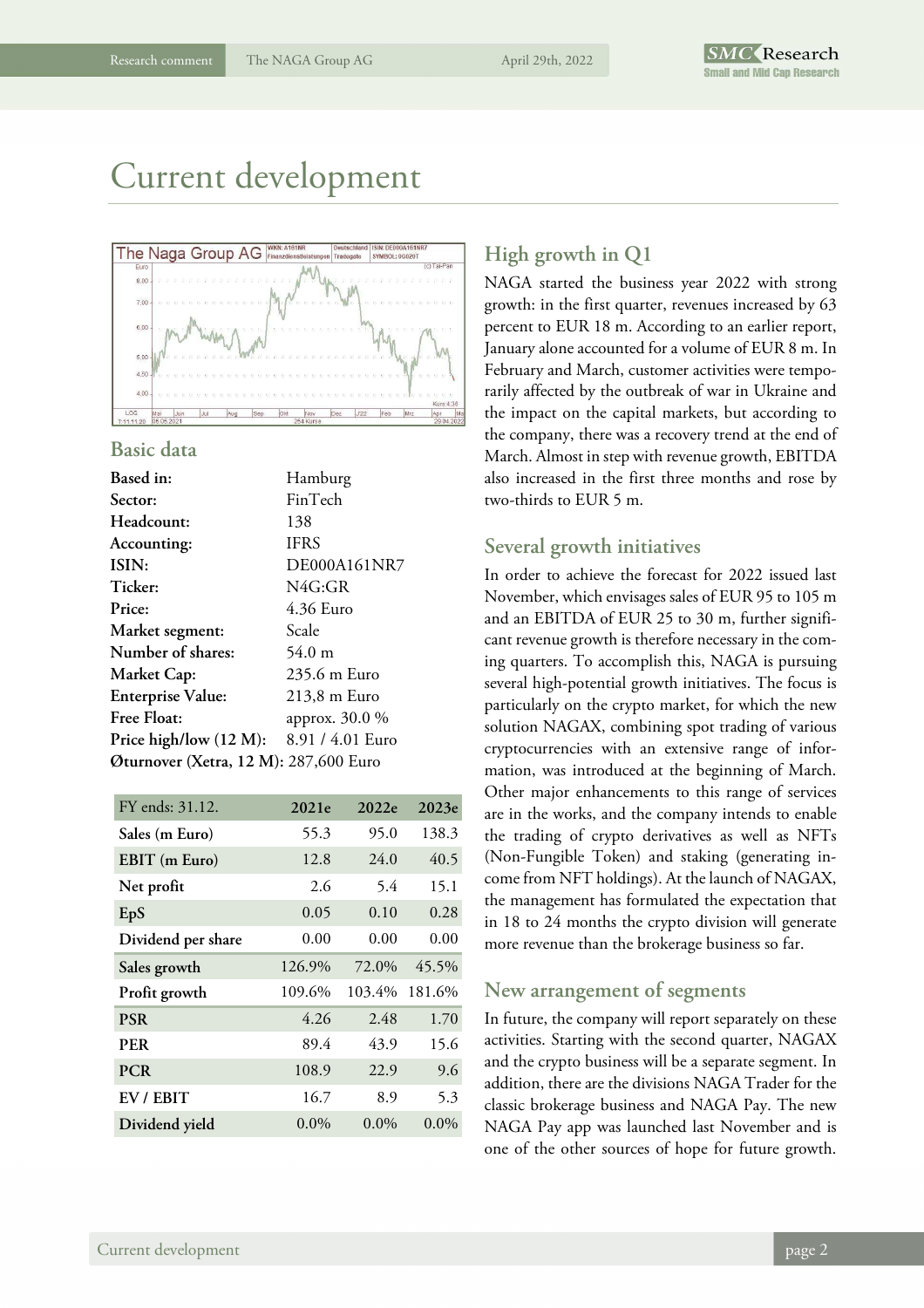# Current development

## Basic data

| | |
|---|---|
| **Based in:** | Hamburg |
| **Sector:** | FinTech |
| **Headcount:** | 138 |
| **Accounting:** | IFRS |
| **ISIN:** | DE000A161NR7 |
| **Ticker:** | N4G:GR |
| **Price:** | 4.36 Euro |
| **Market segment:** | Scale |
| **Number of shares:** | 54.0 m |
| **Market Cap:** | 235.6 m Euro |
| **Enterprise Value:** | 213,8 m Euro |
| **Free Float:** | approx. 30.0 % |
| **Price high/low (12 M):** | 8.91 / 4.01 Euro |
| **Øturnover (Xetra, 12 M):** | 287,600 Euro |

| FY ends: 31.12. | 2021e | 2022e | 2023e |
|---|---|---|---|
| **Sales (m Euro)** | 55.3 | 95.0 | 138.3 |
| **EBIT (m Euro)** | 12.8 | 24.0 | 40.5 |
| **Net profit** | 2.6 | 5.4 | 15.1 |
| **EpS** | 0.05 | 0.10 | 0.28 |
| **Dividend per share** | 0.00 | 0.00 | 0.00 |
| **Sales growth** | 126.9% | 72.0% | 45.5% |
| **Profit growth** | 109.6% | 103.4% | 181.6% |
| **PSR** | 4.26 | 2.48 | 1.70 |
| **PER** | 89.4 | 43.9 | 15.6 |
| **PCR** | 108.9 | 22.9 | 9.6 |
| **EV / EBIT** | 16.7 | 8.9 | 5.3 |
| **Dividend yield** | 0.0% | 0.0% | 0.0% |

## High growth in Q1

NAGA started the business year 2022 with strong growth: in the first quarter, revenues increased by 63 percent to EUR 18 m. According to an earlier report, January alone accounted for a volume of EUR 8 m. In February and March, customer activities were temporarily affected by the outbreak of war in Ukraine and the impact on the capital markets, but according to the company, there was a recovery trend at the end of March. Almost in step with revenue growth, EBITDA also increased in the first three months and rose by two-thirds to EUR 5 m.

## Several growth initiatives

In order to achieve the forecast for 2022 issued last November, which envisages sales of EUR 95 to 105 m and an EBITDA of EUR 25 to 30 m, further significant revenue growth is therefore necessary in the coming quarters. To accomplish this, NAGA is pursuing several high-potential growth initiatives. The focus is particularly on the crypto market, for which the new solution NAGAX, combining spot trading of various cryptocurrencies with an extensive range of information, was introduced at the beginning of March. Other major enhancements to this range of services are in the works, and the company intends to enable the trading of crypto derivatives as well as NFTs (Non-Fungible Token) and staking (generating income from NFT holdings). At the launch of NAGAX, the management has formulated the expectation that in 18 to 24 months the crypto division will generate more revenue than the brokerage business so far.

## New arrangement of segments

In future, the company will report separately on these activities. Starting with the second quarter, NAGAX and the crypto business will be a separate segment. In addition, there are the divisions NAGA Trader for the classic brokerage business and NAGA Pay. The new NAGA Pay app was launched last November and is one of the other sources of hope for future growth.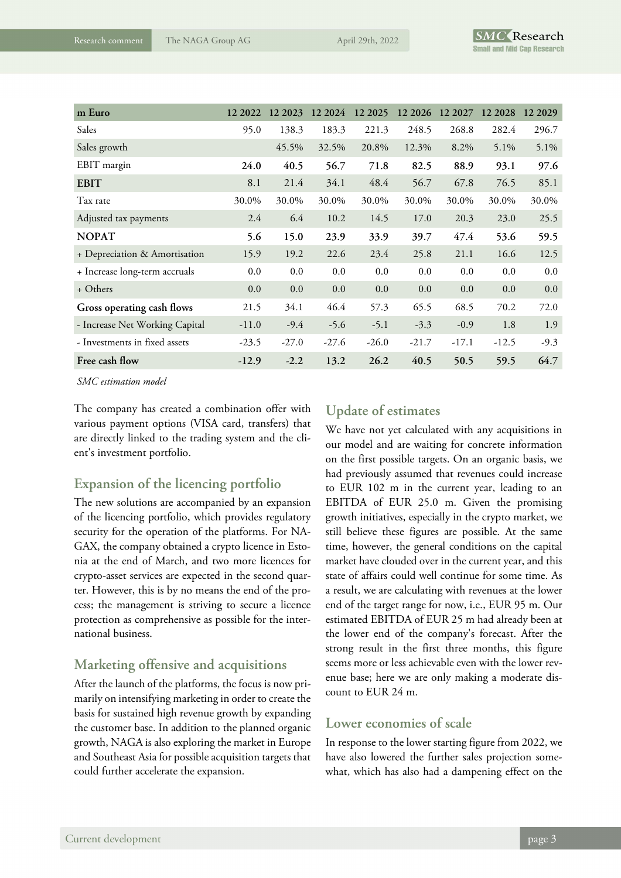| m Euro | 12 2022 | 12 2023 | 12 2024 | 12 2025 | 12 2026 | 12 2027 | 12 2028 | 12 2029 |
|---|---|---|---|---|---|---|---|---|
| Sales | 95.0 | 138.3 | 183.3 | 221.3 | 248.5 | 268.8 | 282.4 | 296.7 |
| Sales growth | | 45.5% | 32.5% | 20.8% | 12.3% | 8.2% | 5.1% | 5.1% |
| EBIT margin | **24.0** | **40.5** | **56.7** | **71.8** | **82.5** | **88.9** | **93.1** | **97.6** |
| **EBIT** | 8.1 | 21.4 | 34.1 | 48.4 | 56.7 | 67.8 | 76.5 | 85.1 |
| Tax rate | 30.0% | 30.0% | 30.0% | 30.0% | 30.0% | 30.0% | 30.0% | 30.0% |
| Adjusted tax payments | 2.4 | 6.4 | 10.2 | 14.5 | 17.0 | 20.3 | 23.0 | 25.5 |
| **NOPAT** | **5.6** | **15.0** | **23.9** | **33.9** | **39.7** | **47.4** | **53.6** | **59.5** |
| + Depreciation & Amortisation | 15.9 | 19.2 | 22.6 | 23.4 | 25.8 | 21.1 | 16.6 | 12.5 |
| + Increase long-term accruals | 0.0 | 0.0 | 0.0 | 0.0 | 0.0 | 0.0 | 0.0 | 0.0 |
| + Others | 0.0 | 0.0 | 0.0 | 0.0 | 0.0 | 0.0 | 0.0 | 0.0 |
| **Gross operating cash flows** | 21.5 | 34.1 | 46.4 | 57.3 | 65.5 | 68.5 | 70.2 | 72.0 |
| - Increase Net Working Capital | -11.0 | -9.4 | -5.6 | -5.1 | -3.3 | -0.9 | 1.8 | 1.9 |
| - Investments in fixed assets | -23.5 | -27.0 | -27.6 | -26.0 | -21.7 | -17.1 | -12.5 | -9.3 |
| **Free cash flow** | **-12.9** | **-2.2** | **13.2** | **26.2** | **40.5** | **50.5** | **59.5** | **64.7** |

*SMC estimation model*

The company has created a combination offer with various payment options (VISA card, transfers) that are directly linked to the trading system and the client's investment portfolio.

## Expansion of the licencing portfolio

The new solutions are accompanied by an expansion of the licencing portfolio, which provides regulatory security for the operation of the platforms. For NAGAX, the company obtained a crypto licence in Estonia at the end of March, and two more licences for crypto-asset services are expected in the second quarter. However, this is by no means the end of the process; the management is striving to secure a licence protection as comprehensive as possible for the international business.

## Marketing offensive and acquisitions

After the launch of the platforms, the focus is now primarily on intensifying marketing in order to create the basis for sustained high revenue growth by expanding the customer base. In addition to the planned organic growth, NAGA is also exploring the market in Europe and Southeast Asia for possible acquisition targets that could further accelerate the expansion.

## Update of estimates

We have not yet calculated with any acquisitions in our model and are waiting for concrete information on the first possible targets. On an organic basis, we had previously assumed that revenues could increase to EUR 102 m in the current year, leading to an EBITDA of EUR 25.0 m. Given the promising growth initiatives, especially in the crypto market, we still believe these figures are possible. At the same time, however, the general conditions on the capital market have clouded over in the current year, and this state of affairs could well continue for some time. As a result, we are calculating with revenues at the lower end of the target range for now, i.e., EUR 95 m. Our estimated EBITDA of EUR 25 m had already been at the lower end of the company's forecast. After the strong result in the first three months, this figure seems more or less achievable even with the lower revenue base; here we are only making a moderate discount to EUR 24 m.

## Lower economies of scale

In response to the lower starting figure from 2022, we have also lowered the further sales projection somewhat, which has also had a dampening effect on the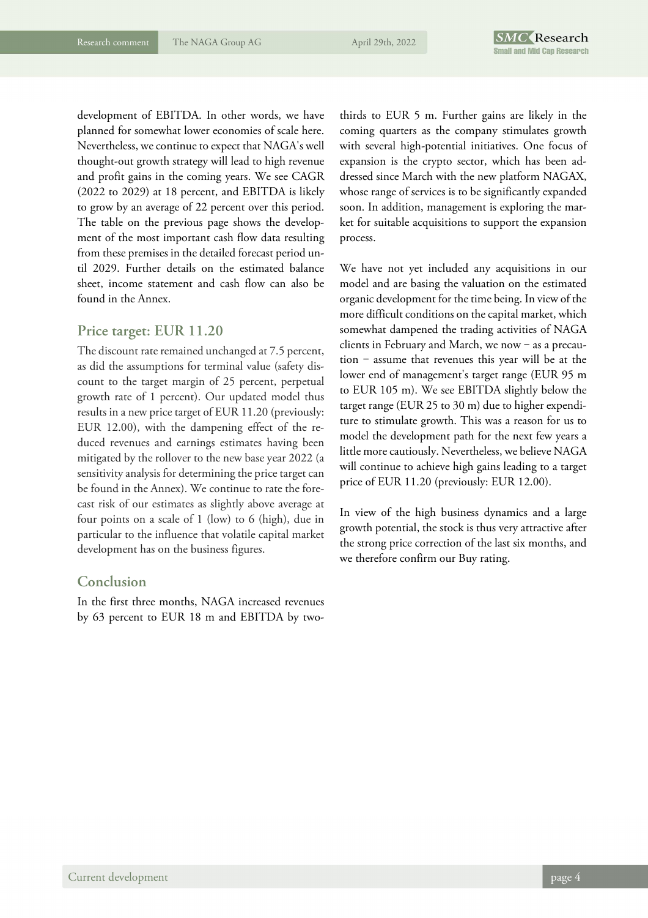development of EBITDA. In other words, we have planned for somewhat lower economies of scale here. Nevertheless, we continue to expect that NAGA's well thought-out growth strategy will lead to high revenue and profit gains in the coming years. We see CAGR (2022 to 2029) at 18 percent, and EBITDA is likely to grow by an average of 22 percent over this period. The table on the previous page shows the development of the most important cash flow data resulting from these premises in the detailed forecast period until 2029. Further details on the estimated balance sheet, income statement and cash flow can also be found in the Annex.

## Price target: EUR 11.20

The discount rate remained unchanged at 7.5 percent, as did the assumptions for terminal value (safety discount to the target margin of 25 percent, perpetual growth rate of 1 percent). Our updated model thus results in a new price target of EUR 11.20 (previously: EUR 12.00), with the dampening effect of the reduced revenues and earnings estimates having been mitigated by the rollover to the new base year 2022 (a sensitivity analysis for determining the price target can be found in the Annex). We continue to rate the forecast risk of our estimates as slightly above average at four points on a scale of 1 (low) to 6 (high), due in particular to the influence that volatile capital market development has on the business figures.

## Conclusion

In the first three months, NAGA increased revenues by 63 percent to EUR 18 m and EBITDA by two-thirds to EUR 5 m. Further gains are likely in the coming quarters as the company stimulates growth with several high-potential initiatives. One focus of expansion is the crypto sector, which has been addressed since March with the new platform NAGAX, whose range of services is to be significantly expanded soon. In addition, management is exploring the market for suitable acquisitions to support the expansion process.

We have not yet included any acquisitions in our model and are basing the valuation on the estimated organic development for the time being. In view of the more difficult conditions on the capital market, which somewhat dampened the trading activities of NAGA clients in February and March, we now – as a precaution – assume that revenues this year will be at the lower end of management's target range (EUR 95 m to EUR 105 m). We see EBITDA slightly below the target range (EUR 25 to 30 m) due to higher expenditure to stimulate growth. This was a reason for us to model the development path for the next few years a little more cautiously. Nevertheless, we believe NAGA will continue to achieve high gains leading to a target price of EUR 11.20 (previously: EUR 12.00).

In view of the high business dynamics and a large growth potential, the stock is thus very attractive after the strong price correction of the last six months, and we therefore confirm our Buy rating.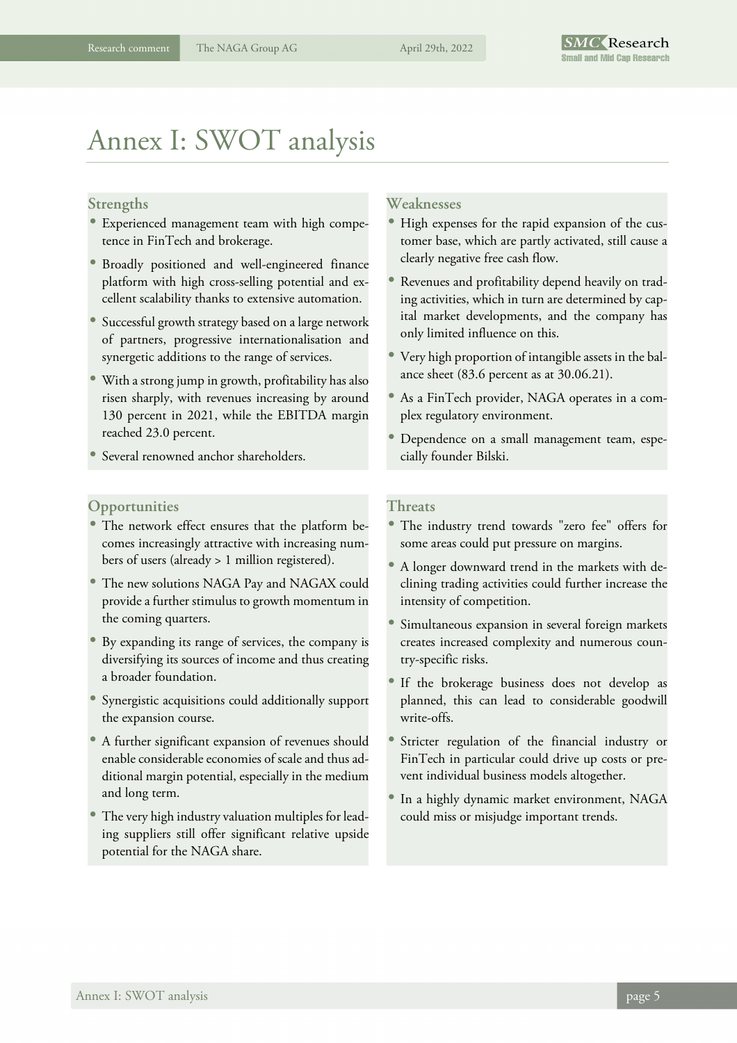# Annex I: SWOT analysis

## Strengths

- Experienced management team with high competence in FinTech and brokerage.
- Broadly positioned and well-engineered finance platform with high cross-selling potential and excellent scalability thanks to extensive automation.
- Successful growth strategy based on a large network of partners, progressive internationalisation and synergetic additions to the range of services.
- With a strong jump in growth, profitability has also risen sharply, with revenues increasing by around 130 percent in 2021, while the EBITDA margin reached 23.0 percent.
- Several renowned anchor shareholders.

## Weaknesses

- High expenses for the rapid expansion of the customer base, which are partly activated, still cause a clearly negative free cash flow.
- Revenues and profitability depend heavily on trading activities, which in turn are determined by capital market developments, and the company has only limited influence on this.
- Very high proportion of intangible assets in the balance sheet (83.6 percent as at 30.06.21).
- As a FinTech provider, NAGA operates in a complex regulatory environment.
- Dependence on a small management team, especially founder Bilski.

## Opportunities

- The network effect ensures that the platform becomes increasingly attractive with increasing numbers of users (already > 1 million registered).
- The new solutions NAGA Pay and NAGAX could provide a further stimulus to growth momentum in the coming quarters.
- By expanding its range of services, the company is diversifying its sources of income and thus creating a broader foundation.
- Synergistic acquisitions could additionally support the expansion course.
- A further significant expansion of revenues should enable considerable economies of scale and thus additional margin potential, especially in the medium and long term.
- The very high industry valuation multiples for leading suppliers still offer significant relative upside potential for the NAGA share.

## Threats

- The industry trend towards "zero fee" offers for some areas could put pressure on margins.
- A longer downward trend in the markets with declining trading activities could further increase the intensity of competition.
- Simultaneous expansion in several foreign markets creates increased complexity and numerous country-specific risks.
- If the brokerage business does not develop as planned, this can lead to considerable goodwill write-offs.
- Stricter regulation of the financial industry or FinTech in particular could drive up costs or prevent individual business models altogether.
- In a highly dynamic market environment, NAGA could miss or misjudge important trends.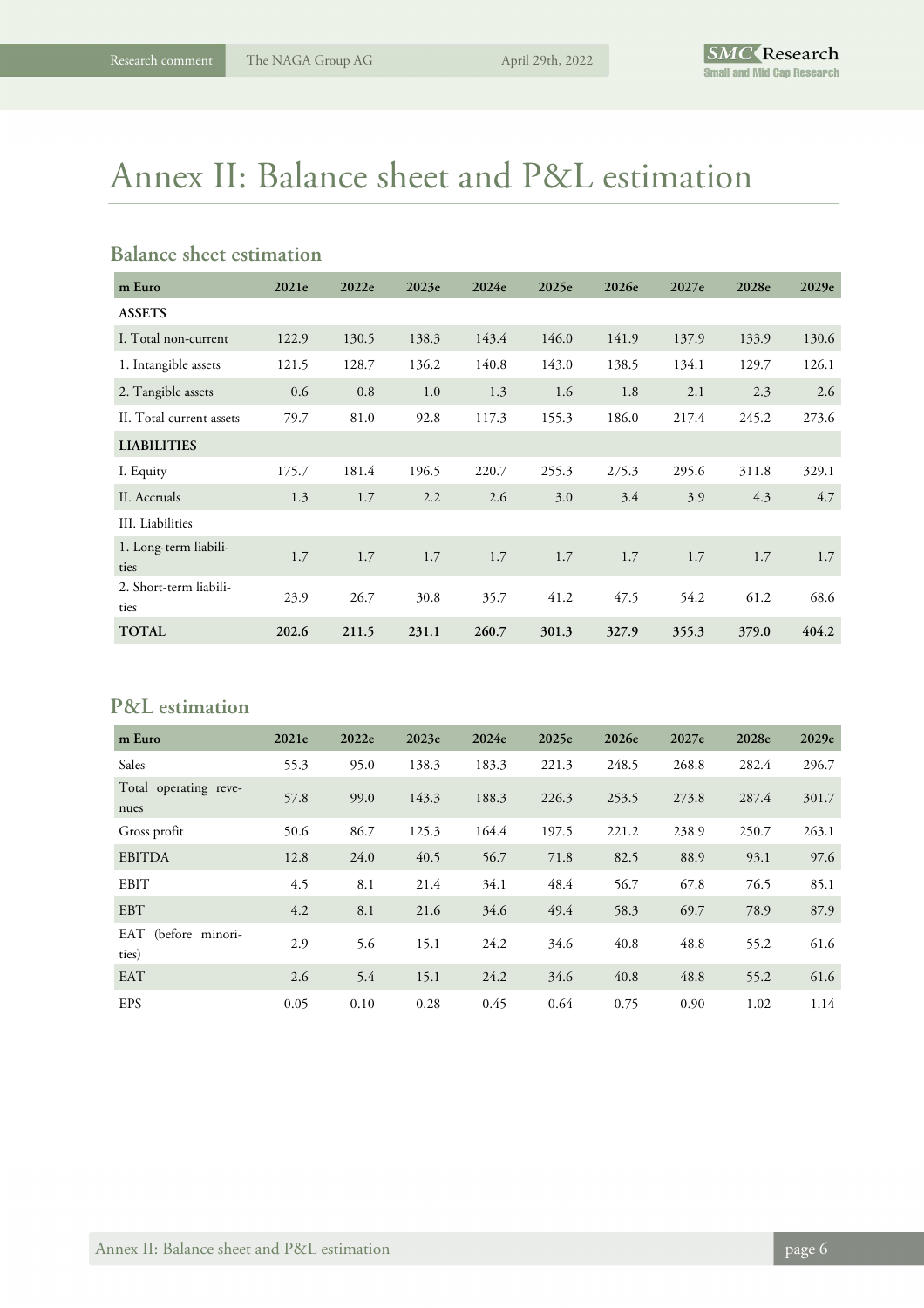# Annex II: Balance sheet and P&L estimation

## Balance sheet estimation

| m Euro | 2021e | 2022e | 2023e | 2024e | 2025e | 2026e | 2027e | 2028e | 2029e |
|---|---|---|---|---|---|---|---|---|---|
| **ASSETS** | | | | | | | | | |
| I. Total non-current | 122.9 | 130.5 | 138.3 | 143.4 | 146.0 | 141.9 | 137.9 | 133.9 | 130.6 |
| 1. Intangible assets | 121.5 | 128.7 | 136.2 | 140.8 | 143.0 | 138.5 | 134.1 | 129.7 | 126.1 |
| 2. Tangible assets | 0.6 | 0.8 | 1.0 | 1.3 | 1.6 | 1.8 | 2.1 | 2.3 | 2.6 |
| II. Total current assets | 79.7 | 81.0 | 92.8 | 117.3 | 155.3 | 186.0 | 217.4 | 245.2 | 273.6 |
| **LIABILITIES** | | | | | | | | | |
| I. Equity | 175.7 | 181.4 | 196.5 | 220.7 | 255.3 | 275.3 | 295.6 | 311.8 | 329.1 |
| II. Accruals | 1.3 | 1.7 | 2.2 | 2.6 | 3.0 | 3.4 | 3.9 | 4.3 | 4.7 |
| III. Liabilities | | | | | | | | | |
| 1. Long-term liabilities | 1.7 | 1.7 | 1.7 | 1.7 | 1.7 | 1.7 | 1.7 | 1.7 | 1.7 |
| 2. Short-term liabilities | 23.9 | 26.7 | 30.8 | 35.7 | 41.2 | 47.5 | 54.2 | 61.2 | 68.6 |
| **TOTAL** | **202.6** | **211.5** | **231.1** | **260.7** | **301.3** | **327.9** | **355.3** | **379.0** | **404.2** |

## P&L estimation

| m Euro | 2021e | 2022e | 2023e | 2024e | 2025e | 2026e | 2027e | 2028e | 2029e |
|---|---|---|---|---|---|---|---|---|---|
| Sales | 55.3 | 95.0 | 138.3 | 183.3 | 221.3 | 248.5 | 268.8 | 282.4 | 296.7 |
| Total operating revenues | 57.8 | 99.0 | 143.3 | 188.3 | 226.3 | 253.5 | 273.8 | 287.4 | 301.7 |
| Gross profit | 50.6 | 86.7 | 125.3 | 164.4 | 197.5 | 221.2 | 238.9 | 250.7 | 263.1 |
| EBITDA | 12.8 | 24.0 | 40.5 | 56.7 | 71.8 | 82.5 | 88.9 | 93.1 | 97.6 |
| EBIT | 4.5 | 8.1 | 21.4 | 34.1 | 48.4 | 56.7 | 67.8 | 76.5 | 85.1 |
| EBT | 4.2 | 8.1 | 21.6 | 34.6 | 49.4 | 58.3 | 69.7 | 78.9 | 87.9 |
| EAT (before minorities) | 2.9 | 5.6 | 15.1 | 24.2 | 34.6 | 40.8 | 48.8 | 55.2 | 61.6 |
| EAT | 2.6 | 5.4 | 15.1 | 24.2 | 34.6 | 40.8 | 48.8 | 55.2 | 61.6 |
| EPS | 0.05 | 0.10 | 0.28 | 0.45 | 0.64 | 0.75 | 0.90 | 1.02 | 1.14 |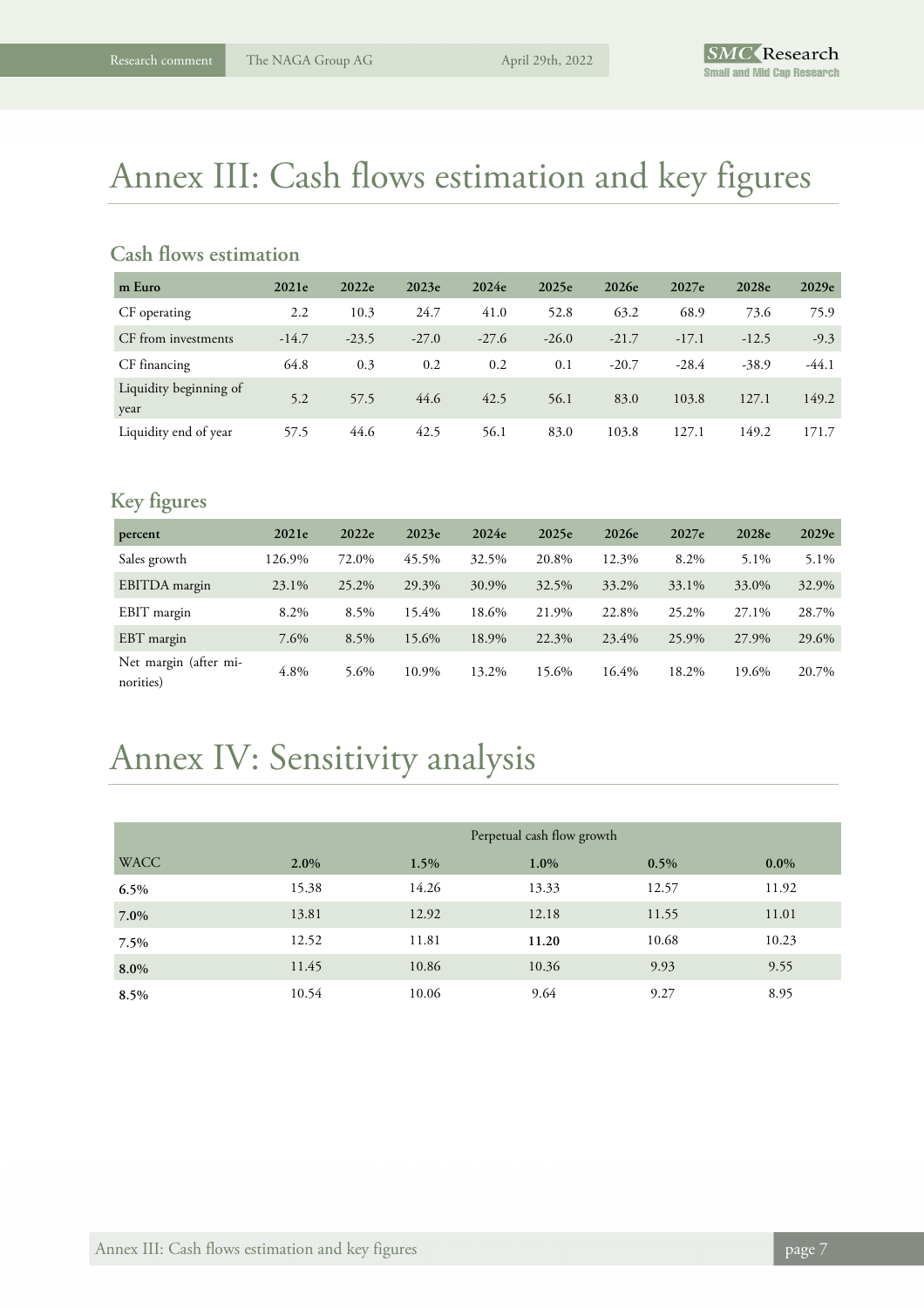# Annex III: Cash flows estimation and key figures

## Cash flows estimation

| m Euro | 2021e | 2022e | 2023e | 2024e | 2025e | 2026e | 2027e | 2028e | 2029e |
|---|---|---|---|---|---|---|---|---|---|
| CF operating | 2.2 | 10.3 | 24.7 | 41.0 | 52.8 | 63.2 | 68.9 | 73.6 | 75.9 |
| CF from investments | -14.7 | -23.5 | -27.0 | -27.6 | -26.0 | -21.7 | -17.1 | -12.5 | -9.3 |
| CF financing | 64.8 | 0.3 | 0.2 | 0.2 | 0.1 | -20.7 | -28.4 | -38.9 | -44.1 |
| Liquidity beginning of year | 5.2 | 57.5 | 44.6 | 42.5 | 56.1 | 83.0 | 103.8 | 127.1 | 149.2 |
| Liquidity end of year | 57.5 | 44.6 | 42.5 | 56.1 | 83.0 | 103.8 | 127.1 | 149.2 | 171.7 |

## Key figures

| percent | 2021e | 2022e | 2023e | 2024e | 2025e | 2026e | 2027e | 2028e | 2029e |
|---|---|---|---|---|---|---|---|---|---|
| Sales growth | 126.9% | 72.0% | 45.5% | 32.5% | 20.8% | 12.3% | 8.2% | 5.1% | 5.1% |
| EBITDA margin | 23.1% | 25.2% | 29.3% | 30.9% | 32.5% | 33.2% | 33.1% | 33.0% | 32.9% |
| EBIT margin | 8.2% | 8.5% | 15.4% | 18.6% | 21.9% | 22.8% | 25.2% | 27.1% | 28.7% |
| EBT margin | 7.6% | 8.5% | 15.6% | 18.9% | 22.3% | 23.4% | 25.9% | 27.9% | 29.6% |
| Net margin (after minorities) | 4.8% | 5.6% | 10.9% | 13.2% | 15.6% | 16.4% | 18.2% | 19.6% | 20.7% |

# Annex IV: Sensitivity analysis

| | Perpetual cash flow growth | | | | |
|---|---|---|---|---|---|
| WACC | 2.0% | 1.5% | 1.0% | 0.5% | 0.0% |
| **6.5%** | 15.38 | 14.26 | 13.33 | 12.57 | 11.92 |
| **7.0%** | 13.81 | 12.92 | 12.18 | 11.55 | 11.01 |
| **7.5%** | 12.52 | 11.81 | **11.20** | 10.68 | 10.23 |
| **8.0%** | 11.45 | 10.86 | 10.36 | 9.93 | 9.55 |
| **8.5%** | 10.54 | 10.06 | 9.64 | 9.27 | 8.95 |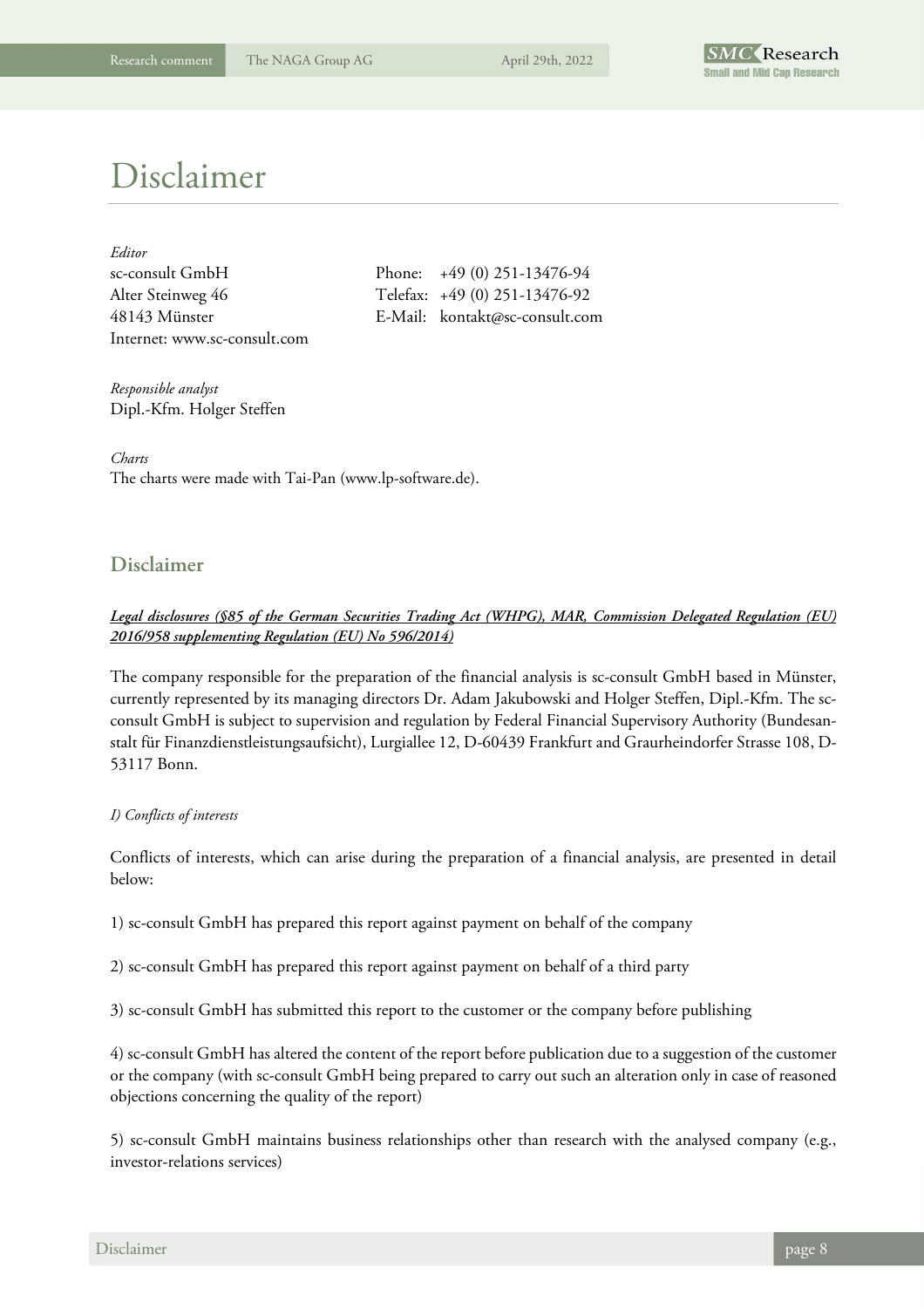# Disclaimer

*Editor*

sc-consult GmbH
Alter Steinweg 46
48143 Münster
Internet: www.sc-consult.com

Phone: +49 (0) 251-13476-94
Telefax: +49 (0) 251-13476-92
E-Mail: kontakt@sc-consult.com

*Responsible analyst*

Dipl.-Kfm. Holger Steffen

*Charts*

The charts were made with Tai-Pan (www.lp-software.de).

## Disclaimer

***Legal disclosures (§85 of the German Securities Trading Act (WHPG), MAR, Commission Delegated Regulation (EU) 2016/958 supplementing Regulation (EU) No 596/2014)***

The company responsible for the preparation of the financial analysis is sc-consult GmbH based in Münster, currently represented by its managing directors Dr. Adam Jakubowski and Holger Steffen, Dipl.-Kfm. The sc-consult GmbH is subject to supervision and regulation by Federal Financial Supervisory Authority (Bundesanstalt für Finanzdienstleistungsaufsicht), Lurgiallee 12, D-60439 Frankfurt and Graurheindorfer Strasse 108, D-53117 Bonn.

*I) Conflicts of interests*

Conflicts of interests, which can arise during the preparation of a financial analysis, are presented in detail below:

1) sc-consult GmbH has prepared this report against payment on behalf of the company

2) sc-consult GmbH has prepared this report against payment on behalf of a third party

3) sc-consult GmbH has submitted this report to the customer or the company before publishing

4) sc-consult GmbH has altered the content of the report before publication due to a suggestion of the customer or the company (with sc-consult GmbH being prepared to carry out such an alteration only in case of reasoned objections concerning the quality of the report)

5) sc-consult GmbH maintains business relationships other than research with the analysed company (e.g., investor-relations services)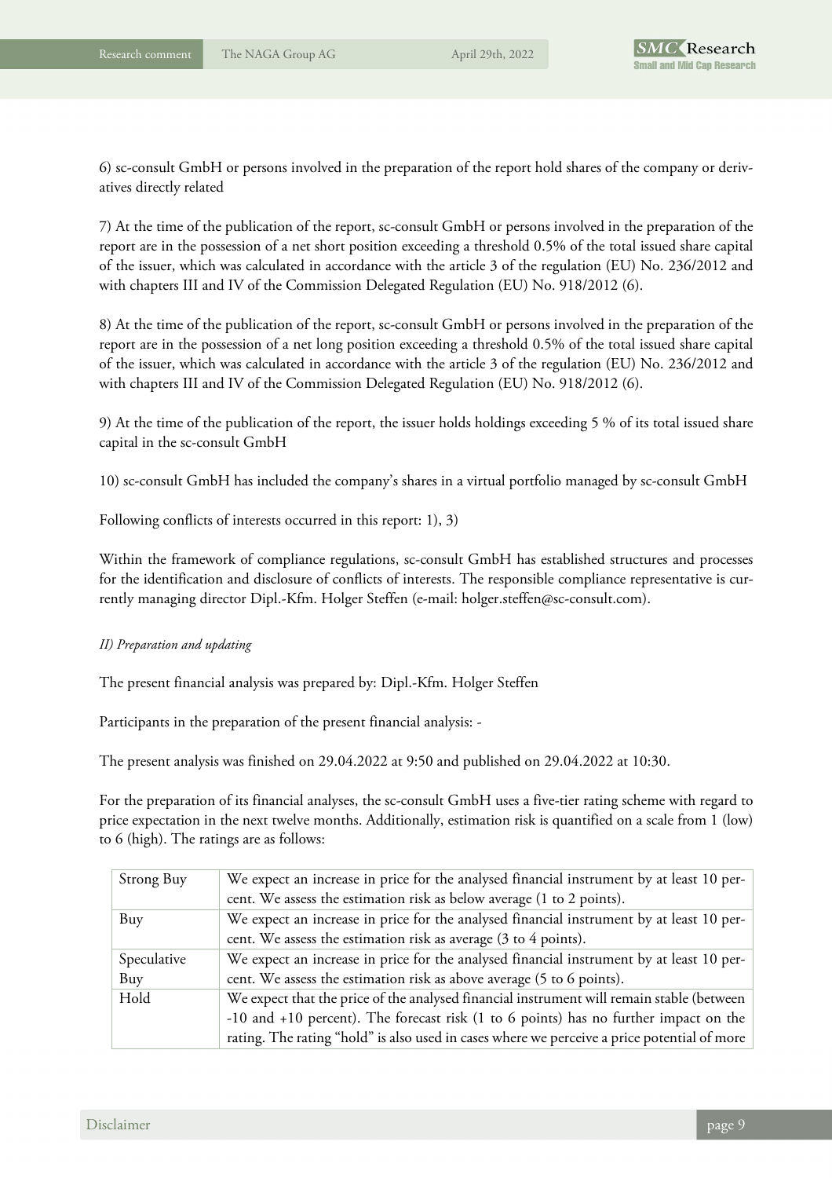6) sc-consult GmbH or persons involved in the preparation of the report hold shares of the company or derivatives directly related

7) At the time of the publication of the report, sc-consult GmbH or persons involved in the preparation of the report are in the possession of a net short position exceeding a threshold 0.5% of the total issued share capital of the issuer, which was calculated in accordance with the article 3 of the regulation (EU) No. 236/2012 and with chapters III and IV of the Commission Delegated Regulation (EU) No. 918/2012 (6).

8) At the time of the publication of the report, sc-consult GmbH or persons involved in the preparation of the report are in the possession of a net long position exceeding a threshold 0.5% of the total issued share capital of the issuer, which was calculated in accordance with the article 3 of the regulation (EU) No. 236/2012 and with chapters III and IV of the Commission Delegated Regulation (EU) No. 918/2012 (6).

9) At the time of the publication of the report, the issuer holds holdings exceeding 5 % of its total issued share capital in the sc-consult GmbH

10) sc-consult GmbH has included the company's shares in a virtual portfolio managed by sc-consult GmbH

Following conflicts of interests occurred in this report: 1), 3)

Within the framework of compliance regulations, sc-consult GmbH has established structures and processes for the identification and disclosure of conflicts of interests. The responsible compliance representative is currently managing director Dipl.-Kfm. Holger Steffen (e-mail: holger.steffen@sc-consult.com).

*II) Preparation and updating*

The present financial analysis was prepared by: Dipl.-Kfm. Holger Steffen

Participants in the preparation of the present financial analysis: -

The present analysis was finished on 29.04.2022 at 9:50 and published on 29.04.2022 at 10:30.

For the preparation of its financial analyses, the sc-consult GmbH uses a five-tier rating scheme with regard to price expectation in the next twelve months. Additionally, estimation risk is quantified on a scale from 1 (low) to 6 (high). The ratings are as follows:

| | |
|---|---|
| Strong Buy | We expect an increase in price for the analysed financial instrument by at least 10 percent. We assess the estimation risk as below average (1 to 2 points). |
| Buy | We expect an increase in price for the analysed financial instrument by at least 10 percent. We assess the estimation risk as average (3 to 4 points). |
| Speculative Buy | We expect an increase in price for the analysed financial instrument by at least 10 percent. We assess the estimation risk as above average (5 to 6 points). |
| Hold | We expect that the price of the analysed financial instrument will remain stable (between -10 and +10 percent). The forecast risk (1 to 6 points) has no further impact on the rating. The rating "hold" is also used in cases where we perceive a price potential of more |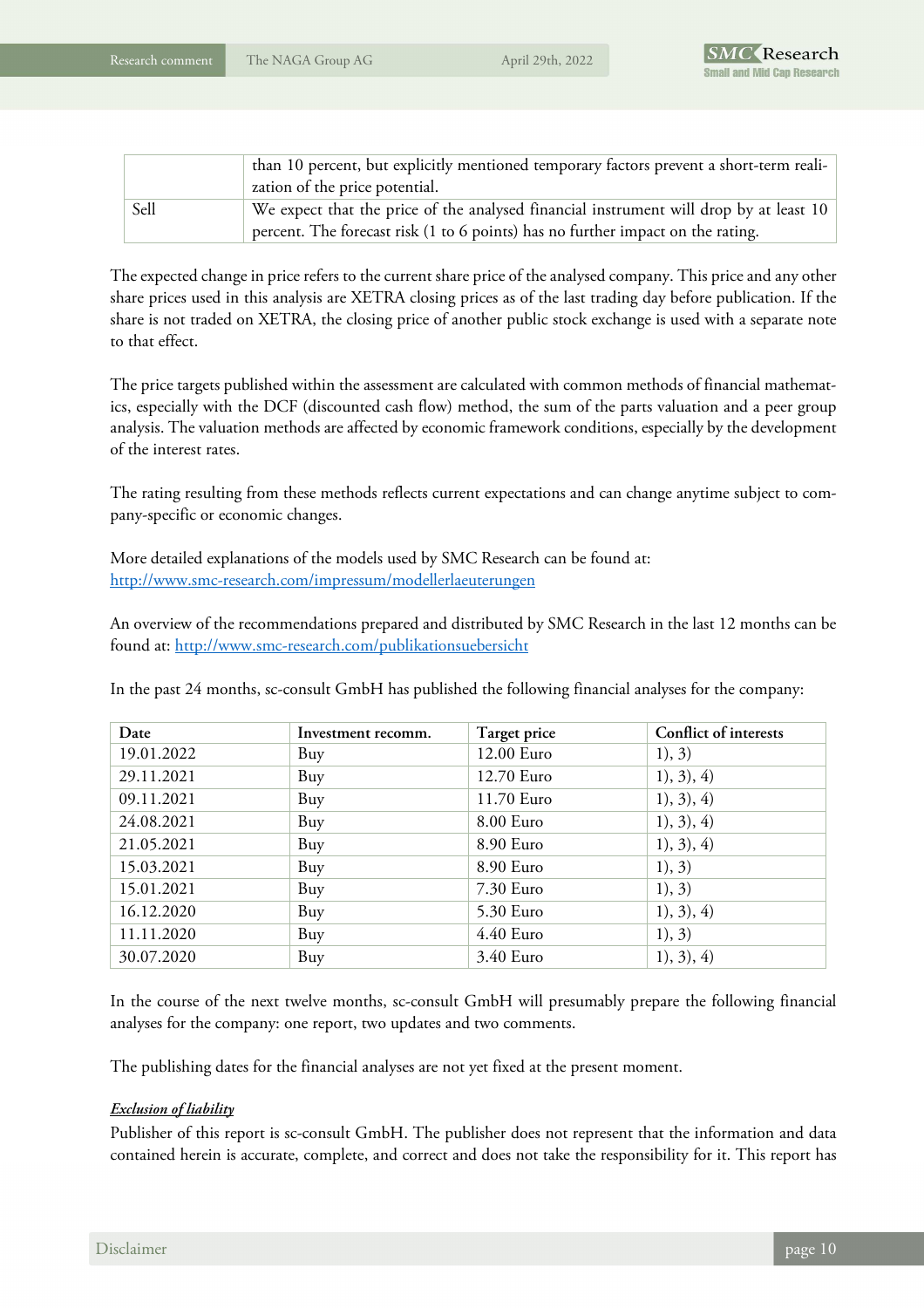| | |
|---|---|
| | than 10 percent, but explicitly mentioned temporary factors prevent a short-term realization of the price potential. |
| Sell | We expect that the price of the analysed financial instrument will drop by at least 10 percent. The forecast risk (1 to 6 points) has no further impact on the rating. |

The expected change in price refers to the current share price of the analysed company. This price and any other share prices used in this analysis are XETRA closing prices as of the last trading day before publication. If the share is not traded on XETRA, the closing price of another public stock exchange is used with a separate note to that effect.

The price targets published within the assessment are calculated with common methods of financial mathematics, especially with the DCF (discounted cash flow) method, the sum of the parts valuation and a peer group analysis. The valuation methods are affected by economic framework conditions, especially by the development of the interest rates.

The rating resulting from these methods reflects current expectations and can change anytime subject to company-specific or economic changes.

More detailed explanations of the models used by SMC Research can be found at:
http://www.smc-research.com/impressum/modellerlaeuterungen

An overview of the recommendations prepared and distributed by SMC Research in the last 12 months can be found at: http://www.smc-research.com/publikationsuebersicht

In the past 24 months, sc-consult GmbH has published the following financial analyses for the company:

| Date | Investment recomm. | Target price | Conflict of interests |
|---|---|---|---|
| 19.01.2022 | Buy | 12.00 Euro | 1), 3) |
| 29.11.2021 | Buy | 12.70 Euro | 1), 3), 4) |
| 09.11.2021 | Buy | 11.70 Euro | 1), 3), 4) |
| 24.08.2021 | Buy | 8.00 Euro | 1), 3), 4) |
| 21.05.2021 | Buy | 8.90 Euro | 1), 3), 4) |
| 15.03.2021 | Buy | 8.90 Euro | 1), 3) |
| 15.01.2021 | Buy | 7.30 Euro | 1), 3) |
| 16.12.2020 | Buy | 5.30 Euro | 1), 3), 4) |
| 11.11.2020 | Buy | 4.40 Euro | 1), 3) |
| 30.07.2020 | Buy | 3.40 Euro | 1), 3), 4) |

In the course of the next twelve months, sc-consult GmbH will presumably prepare the following financial analyses for the company: one report, two updates and two comments.

The publishing dates for the financial analyses are not yet fixed at the present moment.

***Exclusion of liability***

Publisher of this report is sc-consult GmbH. The publisher does not represent that the information and data contained herein is accurate, complete, and correct and does not take the responsibility for it. This report has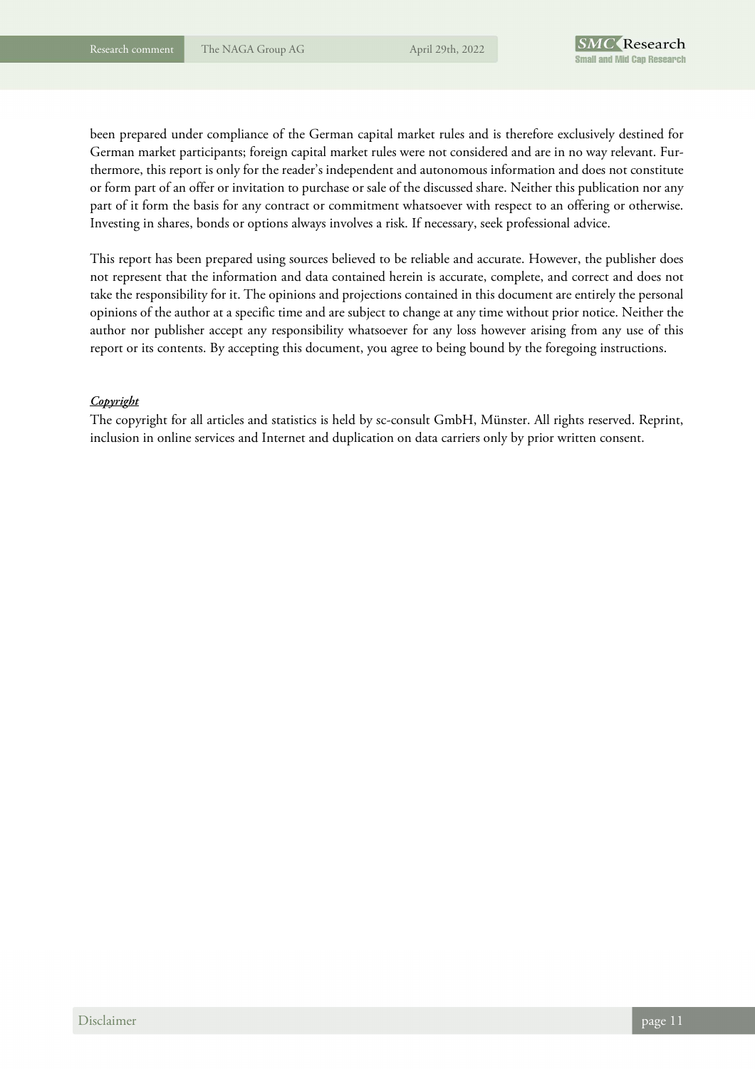been prepared under compliance of the German capital market rules and is therefore exclusively destined for German market participants; foreign capital market rules were not considered and are in no way relevant. Furthermore, this report is only for the reader's independent and autonomous information and does not constitute or form part of an offer or invitation to purchase or sale of the discussed share. Neither this publication nor any part of it form the basis for any contract or commitment whatsoever with respect to an offering or otherwise. Investing in shares, bonds or options always involves a risk. If necessary, seek professional advice.

This report has been prepared using sources believed to be reliable and accurate. However, the publisher does not represent that the information and data contained herein is accurate, complete, and correct and does not take the responsibility for it. The opinions and projections contained in this document are entirely the personal opinions of the author at a specific time and are subject to change at any time without prior notice. Neither the author nor publisher accept any responsibility whatsoever for any loss however arising from any use of this report or its contents. By accepting this document, you agree to being bound by the foregoing instructions.

***Copyright***

The copyright for all articles and statistics is held by sc-consult GmbH, Münster. All rights reserved. Reprint, inclusion in online services and Internet and duplication on data carriers only by prior written consent.